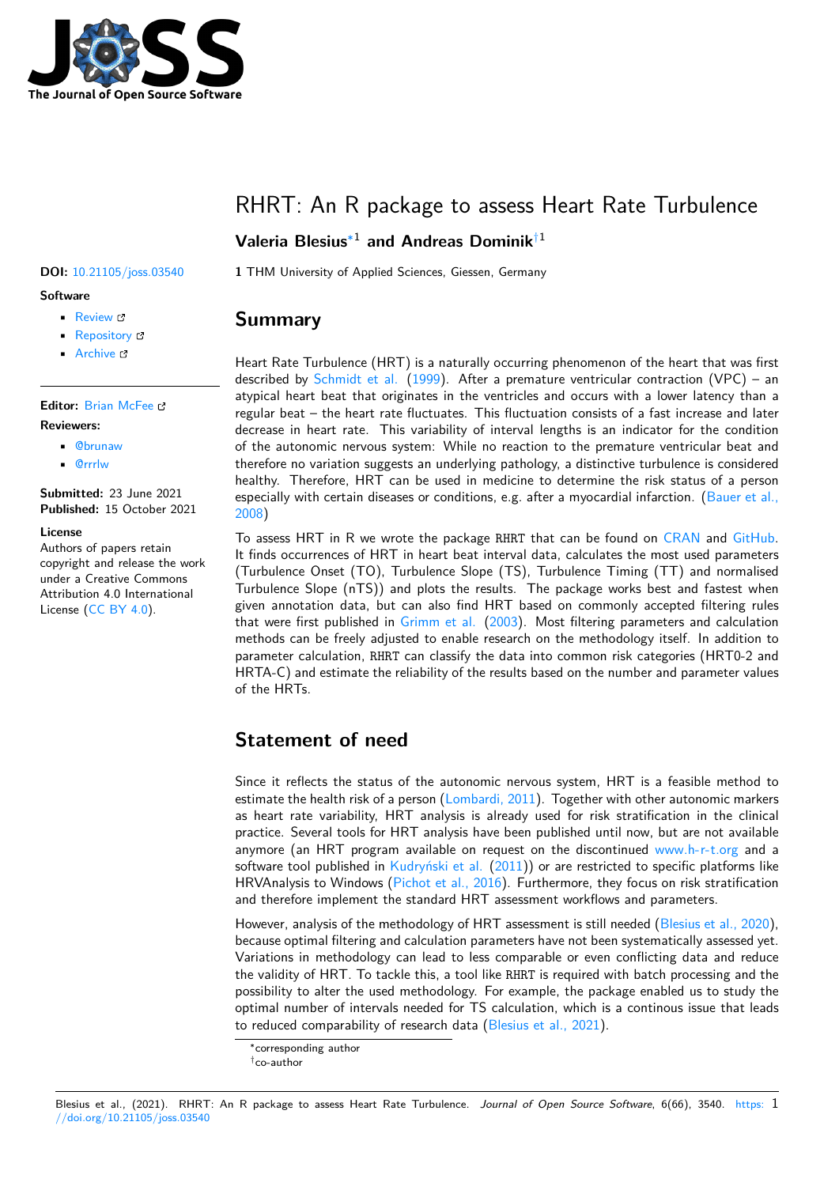# RHRT: An R package to assess Heart Rate Turbulence

**Valeria Blesius**[*1] **and Andreas Dominik**[†1]

**1** THM University of Applied Sciences, Giessen, Germany

**DOI:** 10.21105/joss.03540

**Software**

- Review
- Repository
- Archive

**Editor:** Brian McFee

**Reviewers:**

- @brunaw
- @rrrlw

**Submitted:** 23 June 2021
**Published:** 15 October 2021

**License**
Authors of papers retain copyright and release the work under a Creative Commons Attribution 4.0 International License (CC BY 4.0).

## Summary

Heart Rate Turbulence (HRT) is a naturally occurring phenomenon of the heart that was first described by Schmidt et al. (1999). After a premature ventricular contraction (VPC) – an atypical heart beat that originates in the ventricles and occurs with a lower latency than a regular beat – the heart rate fluctuates. This fluctuation consists of a fast increase and later decrease in heart rate. This variability of interval lengths is an indicator for the condition of the autonomic nervous system: While no reaction to the premature ventricular beat and therefore no variation suggests an underlying pathology, a distinctive turbulence is considered healthy. Therefore, HRT can be used in medicine to determine the risk status of a person especially with certain diseases or conditions, e.g. after a myocardial infarction. (Bauer et al., 2008)

To assess HRT in R we wrote the package `RHRT` that can be found on CRAN and GitHub. It finds occurrences of HRT in heart beat interval data, calculates the most used parameters (Turbulence Onset (TO), Turbulence Slope (TS), Turbulence Timing (TT) and normalised Turbulence Slope (nTS)) and plots the results. The package works best and fastest when given annotation data, but can also find HRT based on commonly accepted filtering rules that were first published in Grimm et al. (2003). Most filtering parameters and calculation methods can be freely adjusted to enable research on the methodology itself. In addition to parameter calculation, `RHRT` can classify the data into common risk categories (HRT0-2 and HRTA-C) and estimate the reliability of the results based on the number and parameter values of the HRTs.

## Statement of need

Since it reflects the status of the autonomic nervous system, HRT is a feasible method to estimate the health risk of a person (Lombardi, 2011). Together with other autonomic markers as heart rate variability, HRT analysis is already used for risk stratification in the clinical practice. Several tools for HRT analysis have been published until now, but are not available anymore (an HRT program available on request on the discontinued www.h-r-t.org and a software tool published in Kudryński et al. (2011)) or are restricted to specific platforms like HRVAnalysis to Windows (Pichot et al., 2016). Furthermore, they focus on risk stratification and therefore implement the standard HRT assessment workflows and parameters.

However, analysis of the methodology of HRT assessment is still needed (Blesius et al., 2020), because optimal filtering and calculation parameters have not been systematically assessed yet. Variations in methodology can lead to less comparable or even conflicting data and reduce the validity of HRT. To tackle this, a tool like `RHRT` is required with batch processing and the possibility to alter the used methodology. For example, the package enabled us to study the optimal number of intervals needed for TS calculation, which is a continous issue that leads to reduced comparability of research data (Blesius et al., 2021).

[*] corresponding author
[†] co-author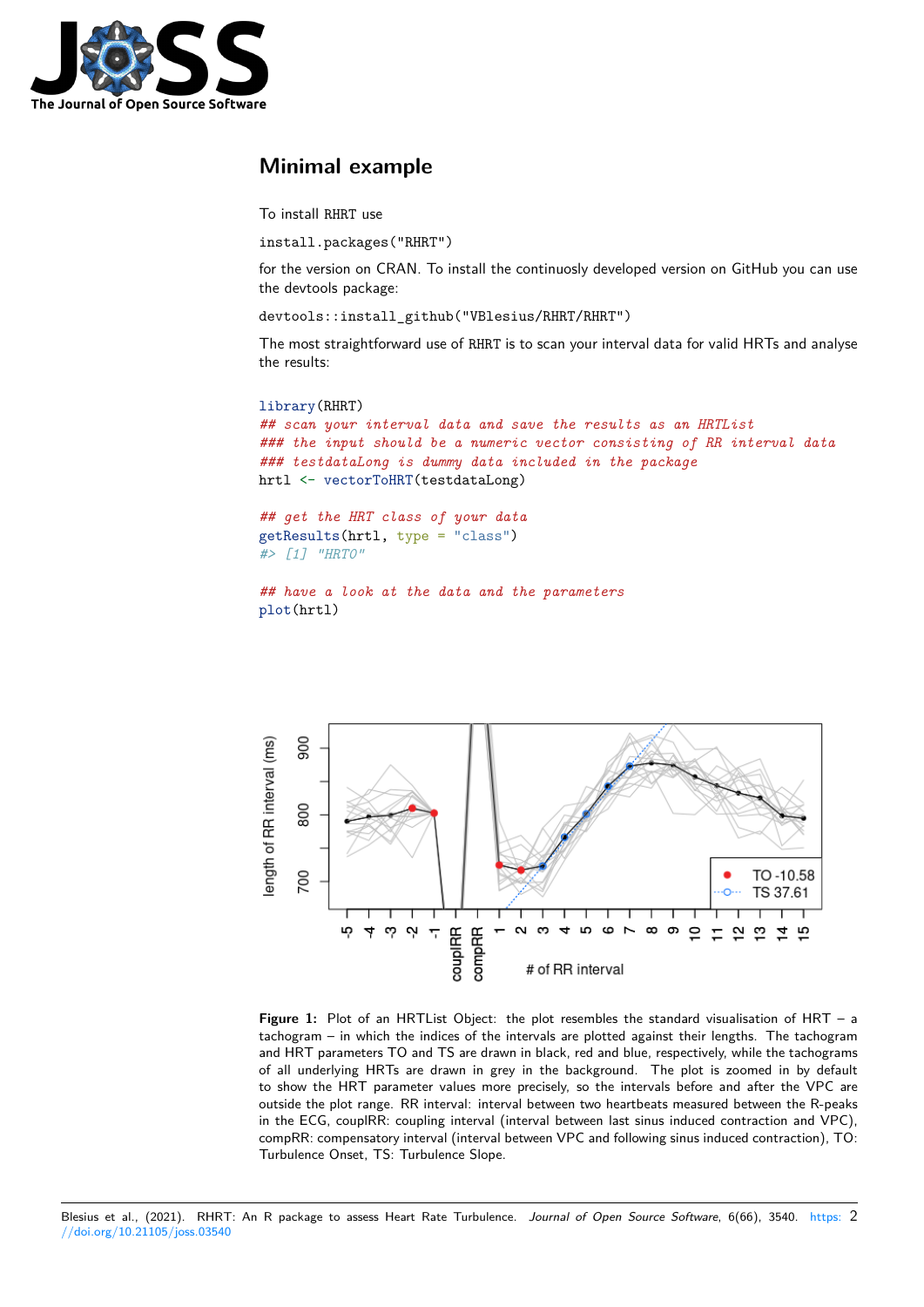## Minimal example

To install RHRT use

install.packages("RHRT")

for the version on CRAN. To install the continuosly developed version on GitHub you can use the devtools package:

devtools::install_github("VBlesius/RHRT/RHRT")

The most straightforward use of RHRT is to scan your interval data for valid HRTs and analyse the results:

```
library(RHRT)
## scan your interval data and save the results as an HRTList
### the input should be a numeric vector consisting of RR interval data
### testdataLong is dummy data included in the package
hrtl <- vectorToHRT(testdataLong)

## get the HRT class of your data
getResults(hrtl, type = "class")
#> [1] "HRT0"

## have a look at the data and the parameters
plot(hrtl)
```

**Figure 1:** Plot of an HRTList Object: the plot resembles the standard visualisation of HRT – a tachogram – in which the indices of the intervals are plotted against their lengths. The tachogram and HRT parameters TO and TS are drawn in black, red and blue, respectively, while the tachograms of all underlying HRTs are drawn in grey in the background. The plot is zoomed in by default to show the HRT parameter values more precisely, so the intervals before and after the VPC are outside the plot range. RR interval: interval between two heartbeats measured between the R-peaks in the ECG, coupIRR: coupling interval (interval between last sinus induced contraction and VPC), compRR: compensatory interval (interval between VPC and following sinus induced contraction), TO: Turbulence Onset, TS: Turbulence Slope.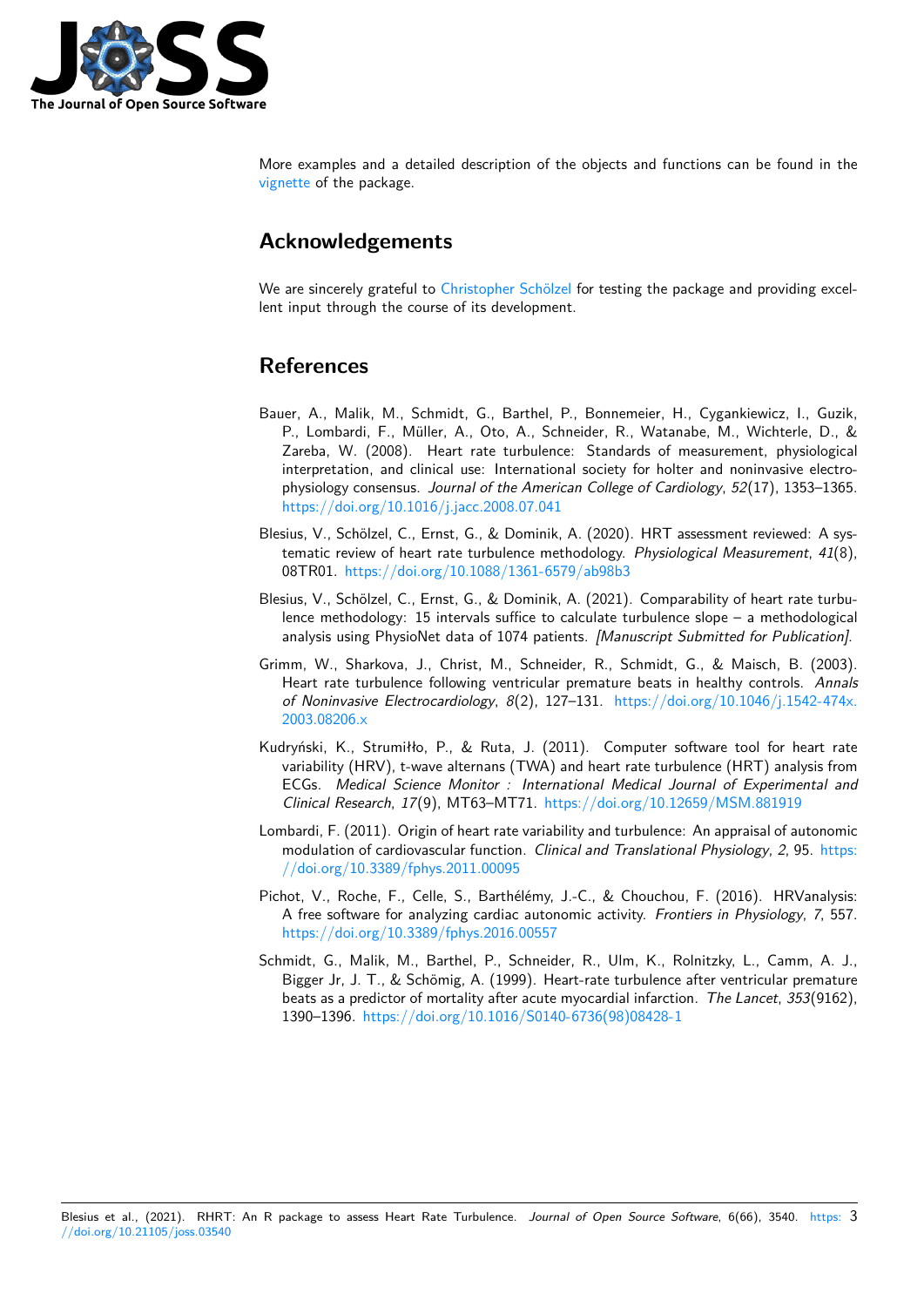More examples and a detailed description of the objects and functions can be found in the vignette of the package.

## Acknowledgements

We are sincerely grateful to Christopher Schölzel for testing the package and providing excellent input through the course of its development.

## References

Bauer, A., Malik, M., Schmidt, G., Barthel, P., Bonnemeier, H., Cygankiewicz, I., Guzik, P., Lombardi, F., Müller, A., Oto, A., Schneider, R., Watanabe, M., Wichterle, D., & Zareba, W. (2008). Heart rate turbulence: Standards of measurement, physiological interpretation, and clinical use: International society for holter and noninvasive electrophysiology consensus. *Journal of the American College of Cardiology*, *52*(17), 1353–1365. https://doi.org/10.1016/j.jacc.2008.07.041

Blesius, V., Schölzel, C., Ernst, G., & Dominik, A. (2020). HRT assessment reviewed: A systematic review of heart rate turbulence methodology. *Physiological Measurement*, *41*(8), 08TR01. https://doi.org/10.1088/1361-6579/ab98b3

Blesius, V., Schölzel, C., Ernst, G., & Dominik, A. (2021). Comparability of heart rate turbulence methodology: 15 intervals suffice to calculate turbulence slope – a methodological analysis using PhysioNet data of 1074 patients. *[Manuscript Submitted for Publication]*.

Grimm, W., Sharkova, J., Christ, M., Schneider, R., Schmidt, G., & Maisch, B. (2003). Heart rate turbulence following ventricular premature beats in healthy controls. *Annals of Noninvasive Electrocardiology*, *8*(2), 127–131. https://doi.org/10.1046/j.1542-474x.2003.08206.x

Kudryński, K., Strumiłło, P., & Ruta, J. (2011). Computer software tool for heart rate variability (HRV), t-wave alternans (TWA) and heart rate turbulence (HRT) analysis from ECGs. *Medical Science Monitor : International Medical Journal of Experimental and Clinical Research*, *17*(9), MT63–MT71. https://doi.org/10.12659/MSM.881919

Lombardi, F. (2011). Origin of heart rate variability and turbulence: An appraisal of autonomic modulation of cardiovascular function. *Clinical and Translational Physiology*, *2*, 95. https://doi.org/10.3389/fphys.2011.00095

Pichot, V., Roche, F., Celle, S., Barthélémy, J.-C., & Chouchou, F. (2016). HRVanalysis: A free software for analyzing cardiac autonomic activity. *Frontiers in Physiology*, *7*, 557. https://doi.org/10.3389/fphys.2016.00557

Schmidt, G., Malik, M., Barthel, P., Schneider, R., Ulm, K., Rolnitzky, L., Camm, A. J., Bigger Jr, J. T., & Schömig, A. (1999). Heart-rate turbulence after ventricular premature beats as a predictor of mortality after acute myocardial infarction. *The Lancet*, *353*(9162), 1390–1396. https://doi.org/10.1016/S0140-6736(98)08428-1